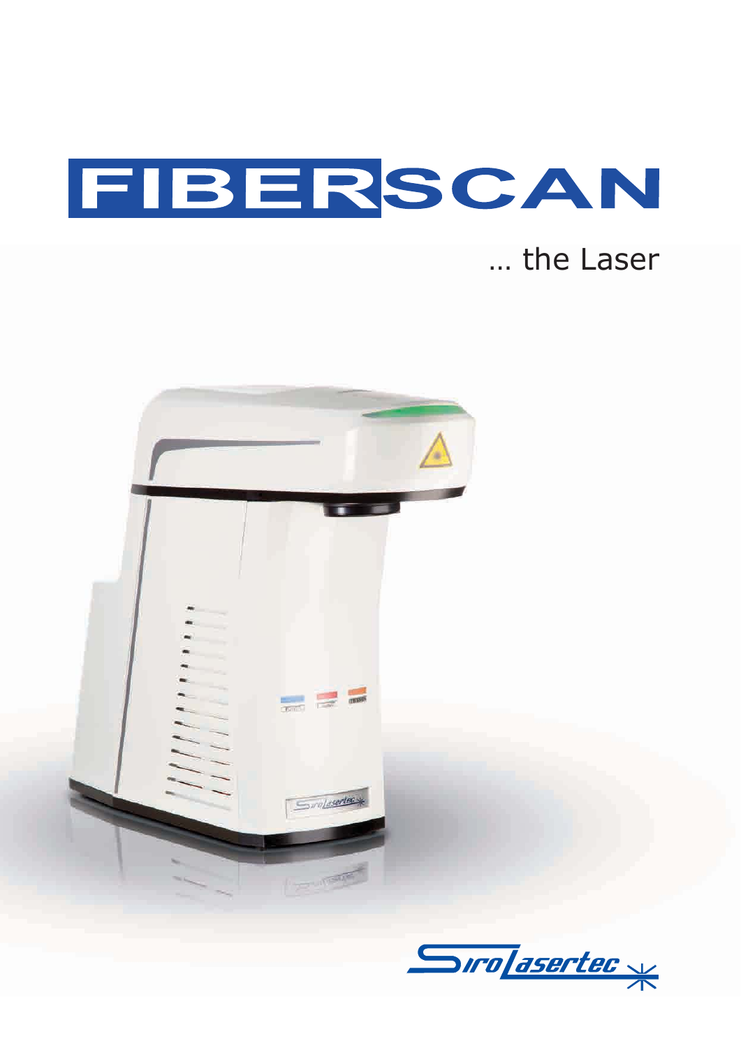# FIBERSCAN

... the Laser

SiroLasertec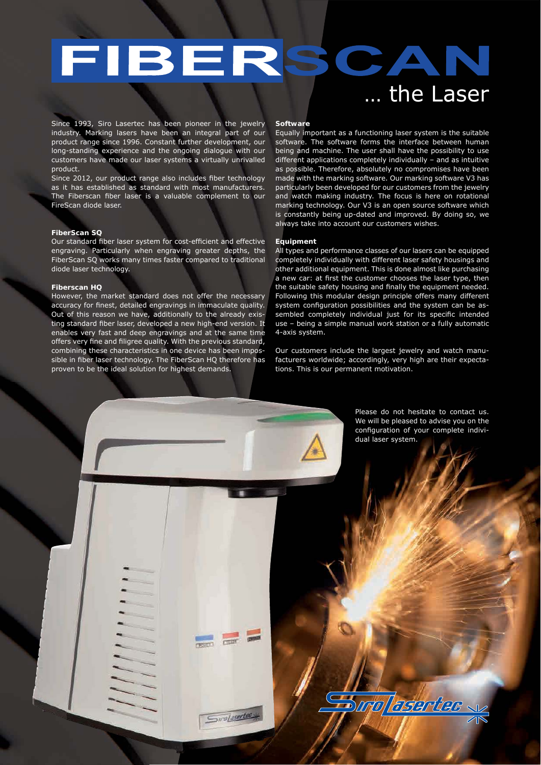# FIBERSCAN

## … the Laser

Since 1993, Siro Lasertec has been pioneer in the jewelry industry. Marking lasers have been an integral part of our product range since 1996. Constant further development, our long-standing experience and the ongoing dialogue with our customers have made our laser systems a virtually unrivalled product.

Since 2012, our product range also includes fiber technology as it has established as standard with most manufacturers. The Fiberscan fiber laser is a valuable complement to our FireScan diode laser.

**FiberScan SQ**

Our standard fiber laser system for cost-efficient and effective engraving. Particularly when engraving greater depths, the FiberScan SQ works many times faster compared to traditional diode laser technology.

**Fiberscan HQ**

However, the market standard does not offer the necessary accuracy for finest, detailed engravings in immaculate quality. Out of this reason we have, additionally to the already existing standard fiber laser, developed a new high-end version. It enables very fast and deep engravings and at the same time offers very fine and filigree quality. With the previous standard, combining these characteristics in one device has been impossible in fiber laser technology. The FiberScan HQ therefore has proven to be the ideal solution for highest demands.

**Software**

Equally important as a functioning laser system is the suitable software. The software forms the interface between human being and machine. The user shall have the possibility to use different applications completely individually – and as intuitive as possible. Therefore, absolutely no compromises have been made with the marking software. Our marking software V3 has particularly been developed for our customers from the jewelry and watch making industry. The focus is here on rotational marking technology. Our V3 is an open source software which is constantly being up-dated and improved. By doing so, we always take into account our customers wishes.

**Equipment**

All types and performance classes of our lasers can be equipped completely individually with different laser safety housings and other additional equipment. This is done almost like purchasing a new car: at first the customer chooses the laser type, then the suitable safety housing and finally the equipment needed. Following this modular design principle offers many different system configuration possibilities and the system can be assembled completely individual just for its specific intended use – being a simple manual work station or a fully automatic 4-axis system.

Our customers include the largest jewelry and watch manufacturers worldwide; accordingly, very high are their expectations. This is our permanent motivation.

Please do not hesitate to contact us. We will be pleased to advise you on the configuration of your complete individual laser system.

Siro Lasertec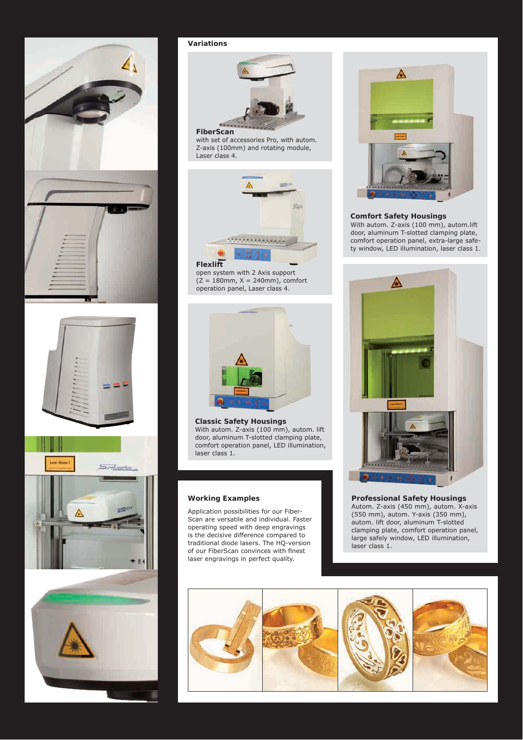### Variations

**FiberScan**
with set of accessories Pro, with autom. Z-axis (100mm) and rotating module, Laser class 4.

**Flexlift**
open system with 2 Axis support (Z = 180mm, X = 240mm), comfort operation panel, Laser class 4.

**Classic Safety Housings**
With autom. Z-axis (100 mm), autom. lift door, aluminum T-slotted clamping plate, comfort operation panel, LED illumination, laser class 1.

**Comfort Safety Housings**
With autom. Z-axis (100 mm), autom.lift door, aluminum T-slotted clamping plate, comfort operation panel, extra-large safety window, LED illumination, laser class 1.

**Professional Safety Housings**
Autom. Z-axis (450 mm), autom. X-axis (550 mm), autom. Y-axis (350 mm), autom. lift door, aluminum T-slotted clamping plate, comfort operation panel, large safely window, LED illumination, laser class 1.

### Working Examples

Application possibilities for our Fiber-Scan are versatile and individual. Faster operating speed with deep engravings is the decisive difference compared to traditional diode lasers. The HQ-version of our FiberScan convinces with finest laser engravings in perfect quality.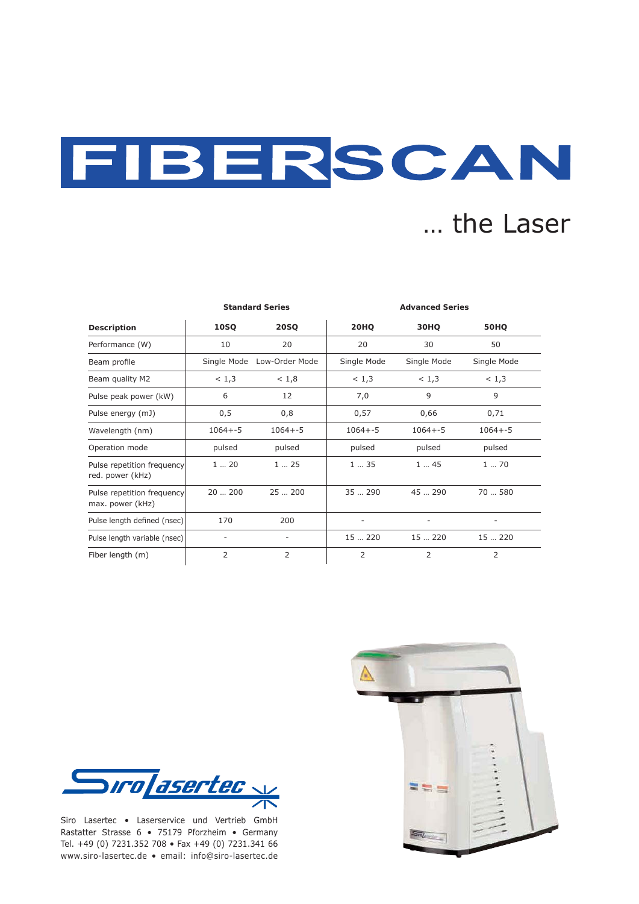# FIBERSCAN

... the Laser

| | Standard Series | | Advanced Series | | |
|---|---|---|---|---|---|
| **Description** | **10SQ** | **20SQ** | **20HQ** | **30HQ** | **50HQ** |
| Performance (W) | 10 | 20 | 20 | 30 | 50 |
| Beam profile | Single Mode | Low-Order Mode | Single Mode | Single Mode | Single Mode |
| Beam quality M2 | < 1,3 | < 1,8 | < 1,3 | < 1,3 | < 1,3 |
| Pulse peak power (kW) | 6 | 12 | 7,0 | 9 | 9 |
| Pulse energy (mJ) | 0,5 | 0,8 | 0,57 | 0,66 | 0,71 |
| Wavelength (nm) | 1064+-5 | 1064+-5 | 1064+-5 | 1064+-5 | 1064+-5 |
| Operation mode | pulsed | pulsed | pulsed | pulsed | pulsed |
| Pulse repetition frequency red. power (kHz) | 1 … 20 | 1 … 25 | 1 … 35 | 1 … 45 | 1 … 70 |
| Pulse repetition frequency max. power (kHz) | 20 … 200 | 25 … 200 | 35 … 290 | 45 … 290 | 70 … 580 |
| Pulse length defined (nsec) | 170 | 200 | - | - | - |
| Pulse length variable (nsec) | - | - | 15 … 220 | 15 … 220 | 15 … 220 |
| Fiber length (m) | 2 | 2 | 2 | 2 | 2 |

Siro Lasertec

Siro Lasertec • Laserservice und Vertrieb GmbH
Rastatter Strasse 6 • 75179 Pforzheim • Germany
Tel. +49 (0) 7231.352 708 • Fax +49 (0) 7231.341 66
www.siro-lasertec.de • email: info@siro-lasertec.de